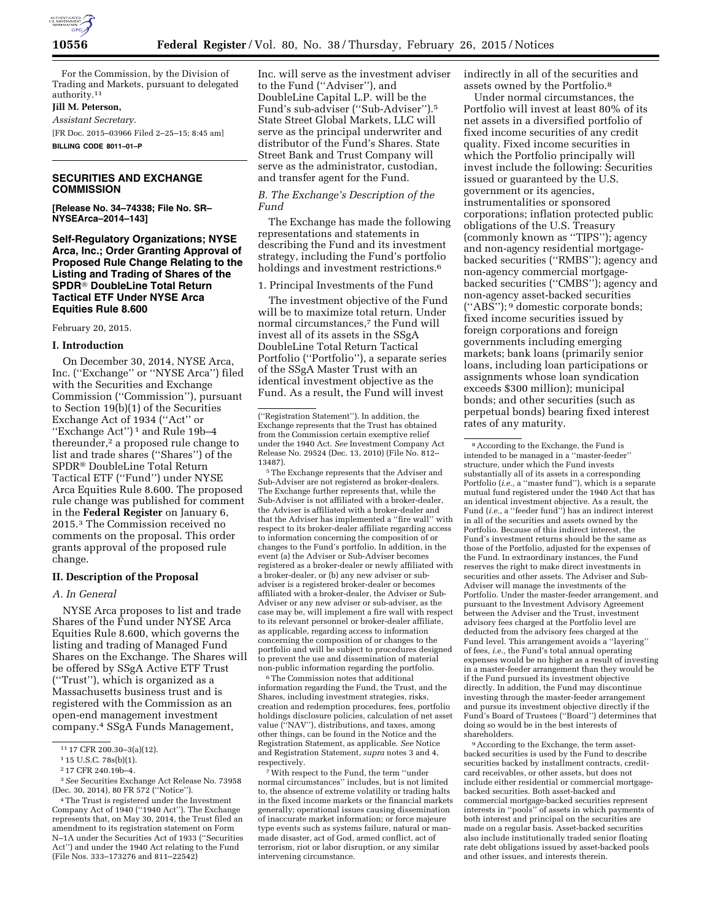For the Commission, by the Division of Trading and Markets, pursuant to delegated authority.[11]

**Jill M. Peterson,**

*Assistant Secretary.*

[FR Doc. 2015–03966 Filed 2–25–15; 8:45 am]

**BILLING CODE 8011–01–P**

---

## SECURITIES AND EXCHANGE COMMISSION

**[Release No. 34–74338; File No. SR–NYSEArca–2014–143]**

## Self-Regulatory Organizations; NYSE Arca, Inc.; Order Granting Approval of Proposed Rule Change Relating to the Listing and Trading of Shares of the SPDR® DoubleLine Total Return Tactical ETF Under NYSE Arca Equities Rule 8.600

February 20, 2015.

### I. Introduction

On December 30, 2014, NYSE Arca, Inc. (''Exchange'' or ''NYSE Arca'') filed with the Securities and Exchange Commission (''Commission''), pursuant to Section 19(b)(1) of the Securities Exchange Act of 1934 (''Act'' or ''Exchange Act'')[1] and Rule 19b–4 thereunder,[2] a proposed rule change to list and trade shares (''Shares'') of the SPDR® DoubleLine Total Return Tactical ETF (''Fund'') under NYSE Arca Equities Rule 8.600. The proposed rule change was published for comment in the **Federal Register** on January 6, 2015.[3] The Commission received no comments on the proposal. This order grants approval of the proposed rule change.

### II. Description of the Proposal

#### *A. In General*

NYSE Arca proposes to list and trade Shares of the Fund under NYSE Arca Equities Rule 8.600, which governs the listing and trading of Managed Fund Shares on the Exchange. The Shares will be offered by SSgA Active ETF Trust (''Trust''), which is organized as a Massachusetts business trust and is registered with the Commission as an open-end management investment company.[4] SSgA Funds Management, Inc. will serve as the investment adviser to the Fund (''Adviser''), and DoubleLine Capital L.P. will be the Fund's sub-adviser (''Sub-Adviser'').[5] State Street Global Markets, LLC will serve as the principal underwriter and distributor of the Fund's Shares. State Street Bank and Trust Company will serve as the administrator, custodian, and transfer agent for the Fund.

#### *B. The Exchange's Description of the Fund*

The Exchange has made the following representations and statements in describing the Fund and its investment strategy, including the Fund's portfolio holdings and investment restrictions.[6]

1. Principal Investments of the Fund

The investment objective of the Fund will be to maximize total return. Under normal circumstances,[7] the Fund will invest all of its assets in the SSgA DoubleLine Total Return Tactical Portfolio (''Portfolio''), a separate series of the SSgA Master Trust with an identical investment objective as the Fund. As a result, the Fund will invest indirectly in all of the securities and assets owned by the Portfolio.[8]

Under normal circumstances, the Portfolio will invest at least 80% of its net assets in a diversified portfolio of fixed income securities of any credit quality. Fixed income securities in which the Portfolio principally will invest include the following: Securities issued or guaranteed by the U.S. government or its agencies, instrumentalities or sponsored corporations; inflation protected public obligations of the U.S. Treasury (commonly known as ''TIPS''); agency and non-agency residential mortgage-backed securities (''RMBS''); agency and non-agency commercial mortgage-backed securities (''CMBS''); agency and non-agency asset-backed securities (''ABS'');[9] domestic corporate bonds; fixed income securities issued by foreign corporations and foreign governments including emerging markets; bank loans (primarily senior loans, including loan participations or assignments whose loan syndication exceeds $300 million); municipal bonds; and other securities (such as perpetual bonds) bearing fixed interest rates of any maturity.

---

[11] 17 CFR 200.30–3(a)(12).

[1] 15 U.S.C. 78s(b)(1).

[2] 17 CFR 240.19b–4.

[3] *See* Securities Exchange Act Release No. 73958 (Dec. 30, 2014), 80 FR 572 (''Notice'').

[4] The Trust is registered under the Investment Company Act of 1940 (''1940 Act''). The Exchange represents that, on May 30, 2014, the Trust filed an amendment to its registration statement on Form N–1A under the Securities Act of 1933 (''Securities Act'') and under the 1940 Act relating to the Fund (File Nos. 333–173276 and 811–22542) (''Registration Statement''). In addition, the Exchange represents that the Trust has obtained from the Commission certain exemptive relief under the 1940 Act. *See* Investment Company Act Release No. 29524 (Dec. 13, 2010) (File No. 812–13487).

[5] The Exchange represents that the Adviser and Sub-Adviser are not registered as broker-dealers. The Exchange further represents that, while the Sub-Adviser is not affiliated with a broker-dealer, the Adviser is affiliated with a broker-dealer and that the Adviser has implemented a ''fire wall'' with respect to its broker-dealer affiliate regarding access to information concerning the composition of or changes to the Fund's portfolio. In addition, in the event (a) the Adviser or Sub-Adviser becomes registered as a broker-dealer or newly affiliated with a broker-dealer, or (b) any new adviser or sub-adviser is a registered broker-dealer or becomes affiliated with a broker-dealer, the Adviser or Sub-Adviser or any new adviser or sub-adviser, as the case may be, will implement a fire wall with respect to its relevant personnel or broker-dealer affiliate, as applicable, regarding access to information concerning the composition of or changes to the portfolio and will be subject to procedures designed to prevent the use and dissemination of material non-public information regarding the portfolio.

[6] The Commission notes that additional information regarding the Fund, the Trust, and the Shares, including investment strategies, risks, creation and redemption procedures, fees, portfolio holdings disclosure policies, calculation of net asset value (''NAV''), distributions, and taxes, among other things, can be found in the Notice and the Registration Statement, as applicable. *See* Notice and Registration Statement, *supra* notes 3 and 4, respectively.

[7] With respect to the Fund, the term ''under normal circumstances'' includes, but is not limited to, the absence of extreme volatility or trading halts in the fixed income markets or the financial markets generally; operational issues causing dissemination of inaccurate market information; or force majeure type events such as systems failure, natural or man-made disaster, act of God, armed conflict, act of terrorism, riot or labor disruption, or any similar intervening circumstance.

[8] According to the Exchange, the Fund is intended to be managed in a ''master-feeder'' structure, under which the Fund invests substantially all of its assets in a corresponding Portfolio (*i.e.,* a ''master fund''), which is a separate mutual fund registered under the 1940 Act that has an identical investment objective. As a result, the Fund (*i.e.,* a ''feeder fund'') has an indirect interest in all of the securities and assets owned by the Portfolio. Because of this indirect interest, the Fund's investment returns should be the same as those of the Portfolio, adjusted for the expenses of the Fund. In extraordinary instances, the Fund reserves the right to make direct investments in securities and other assets. The Adviser and Sub-Adviser will manage the investments of the Portfolio. Under the master-feeder arrangement, and pursuant to the Investment Advisory Agreement between the Adviser and the Trust, investment advisory fees charged at the Portfolio level are deducted from the advisory fees charged at the Fund level. This arrangement avoids a ''layering'' of fees, *i.e.,* the Fund's total annual operating expenses would be no higher as a result of investing in a master-feeder arrangement than they would be if the Fund pursued its investment objective directly. In addition, the Fund may discontinue investing through the master-feeder arrangement and pursue its investment objective directly if the Fund's Board of Trustees (''Board'') determines that doing so would be in the best interests of shareholders.

[9] According to the Exchange, the term asset-backed securities is used by the Fund to describe securities backed by installment contracts, credit-card receivables, or other assets, but does not include either residential or commercial mortgage-backed securities. Both asset-backed and commercial mortgage-backed securities represent interests in ''pools'' of assets in which payments of both interest and principal on the securities are made on a regular basis. Asset-backed securities also include institutionally traded senior floating rate debt obligations issued by asset-backed pools and other issues, and interests therein.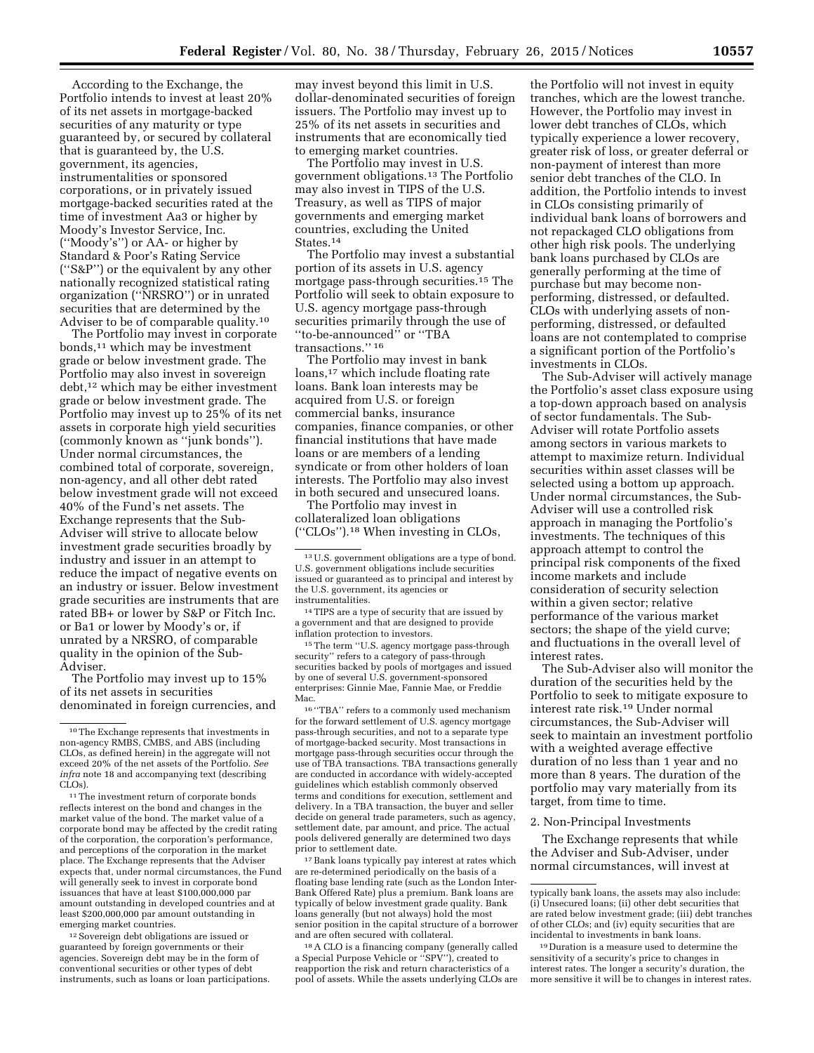According to the Exchange, the Portfolio intends to invest at least 20% of its net assets in mortgage-backed securities of any maturity or type guaranteed by, or secured by collateral that is guaranteed by, the U.S. government, its agencies, instrumentalities or sponsored corporations, or in privately issued mortgage-backed securities rated at the time of investment Aa3 or higher by Moody's Investor Service, Inc. (''Moody's'') or AA- or higher by Standard & Poor's Rating Service (''S&P'') or the equivalent by any other nationally recognized statistical rating organization (''NRSRO'') or in unrated securities that are determined by the Adviser to be of comparable quality.[10]

The Portfolio may invest in corporate bonds,[11] which may be investment grade or below investment grade. The Portfolio may also invest in sovereign debt,[12] which may be either investment grade or below investment grade. The Portfolio may invest up to 25% of its net assets in corporate high yield securities (commonly known as ''junk bonds''). Under normal circumstances, the combined total of corporate, sovereign, non-agency, and all other debt rated below investment grade will not exceed 40% of the Fund's net assets. The Exchange represents that the Sub-Adviser will strive to allocate below investment grade securities broadly by industry and issuer in an attempt to reduce the impact of negative events on an industry or issuer. Below investment grade securities are instruments that are rated BB+ or lower by S&P or Fitch Inc. or Ba1 or lower by Moody's or, if unrated by a NRSRO, of comparable quality in the opinion of the Sub-Adviser.

The Portfolio may invest up to 15% of its net assets in securities denominated in foreign currencies, and may invest beyond this limit in U.S. dollar-denominated securities of foreign issuers. The Portfolio may invest up to 25% of its net assets in securities and instruments that are economically tied to emerging market countries.

The Portfolio may invest in U.S. government obligations.[13] The Portfolio may also invest in TIPS of the U.S. Treasury, as well as TIPS of major governments and emerging market countries, excluding the United States.[14]

The Portfolio may invest a substantial portion of its assets in U.S. agency mortgage pass-through securities.[15] The Portfolio will seek to obtain exposure to U.S. agency mortgage pass-through securities primarily through the use of ''to-be-announced'' or ''TBA transactions.''[16]

The Portfolio may invest in bank loans,[17] which include floating rate loans. Bank loan interests may be acquired from U.S. or foreign commercial banks, insurance companies, finance companies, or other financial institutions that have made loans or are members of a lending syndicate or from other holders of loan interests. The Portfolio may also invest in both secured and unsecured loans.

The Portfolio may invest in collateralized loan obligations (''CLOs'').[18] When investing in CLOs, the Portfolio will not invest in equity tranches, which are the lowest tranche. However, the Portfolio may invest in lower debt tranches of CLOs, which typically experience a lower recovery, greater risk of loss, or greater deferral or non-payment of interest than more senior debt tranches of the CLO. In addition, the Portfolio intends to invest in CLOs consisting primarily of individual bank loans of borrowers and not repackaged CLO obligations from other high risk pools. The underlying bank loans purchased by CLOs are generally performing at the time of purchase but may become non-performing, distressed, or defaulted. CLOs with underlying assets of non-performing, distressed, or defaulted loans are not contemplated to comprise a significant portion of the Portfolio's investments in CLOs.

The Sub-Adviser will actively manage the Portfolio's asset class exposure using a top-down approach based on analysis of sector fundamentals. The Sub-Adviser will rotate Portfolio assets among sectors in various markets to attempt to maximize return. Individual securities within asset classes will be selected using a bottom up approach. Under normal circumstances, the Sub-Adviser will use a controlled risk approach in managing the Portfolio's investments. The techniques of this approach attempt to control the principal risk components of the fixed income markets and include consideration of security selection within a given sector; relative performance of the various market sectors; the shape of the yield curve; and fluctuations in the overall level of interest rates.

The Sub-Adviser also will monitor the duration of the securities held by the Portfolio to seek to mitigate exposure to interest rate risk.[19] Under normal circumstances, the Sub-Adviser will seek to maintain an investment portfolio with a weighted average effective duration of no less than 1 year and no more than 8 years. The duration of the portfolio may vary materially from its target, from time to time.

2. Non-Principal Investments

The Exchange represents that while the Adviser and Sub-Adviser, under normal circumstances, will invest at

---

[10] The Exchange represents that investments in non-agency RMBS, CMBS, and ABS (including CLOs, as defined herein) in the aggregate will not exceed 20% of the net assets of the Portfolio. *See infra* note 18 and accompanying text (describing CLOs).

[11] The investment return of corporate bonds reflects interest on the bond and changes in the market value of the bond. The market value of a corporate bond may be affected by the credit rating of the corporation, the corporation's performance, and perceptions of the corporation in the market place. The Exchange represents that the Adviser expects that, under normal circumstances, the Fund will generally seek to invest in corporate bond issuances that have at least $100,000,000 par amount outstanding in developed countries and at least $200,000,000 par amount outstanding in emerging market countries.

[12] Sovereign debt obligations are issued or guaranteed by foreign governments or their agencies. Sovereign debt may be in the form of conventional securities or other types of debt instruments, such as loans or loan participations.

[13] U.S. government obligations are a type of bond. U.S. government obligations include securities issued or guaranteed as to principal and interest by the U.S. government, its agencies or instrumentalities.

[14] TIPS are a type of security that are issued by a government and that are designed to provide inflation protection to investors.

[15] The term ''U.S. agency mortgage pass-through security'' refers to a category of pass-through securities backed by pools of mortgages and issued by one of several U.S. government-sponsored enterprises: Ginnie Mae, Fannie Mae, or Freddie Mac.

[16] ''TBA'' refers to a commonly used mechanism for the forward settlement of U.S. agency mortgage pass-through securities, and not to a separate type of mortgage-backed security. Most transactions in mortgage pass-through securities occur through the use of TBA transactions. TBA transactions generally are conducted in accordance with widely-accepted guidelines which establish commonly observed terms and conditions for execution, settlement and delivery. In a TBA transaction, the buyer and seller decide on general trade parameters, such as agency, settlement date, par amount, and price. The actual pools delivered generally are determined two days prior to settlement date.

[17] Bank loans typically pay interest at rates which are re-determined periodically on the basis of a floating base lending rate (such as the London Inter-Bank Offered Rate) plus a premium. Bank loans are typically of below investment grade quality. Bank loans generally (but not always) hold the most senior position in the capital structure of a borrower and are often secured with collateral.

[18] A CLO is a financing company (generally called a Special Purpose Vehicle or ''SPV''), created to reapportion the risk and return characteristics of a pool of assets. While the assets underlying CLOs are typically bank loans, the assets may also include: (i) Unsecured loans; (ii) other debt securities that are rated below investment grade; (iii) debt tranches of other CLOs; and (iv) equity securities that are incidental to investments in bank loans.

[19] Duration is a measure used to determine the sensitivity of a security's price to changes in interest rates. The longer a security's duration, the more sensitive it will be to changes in interest rates.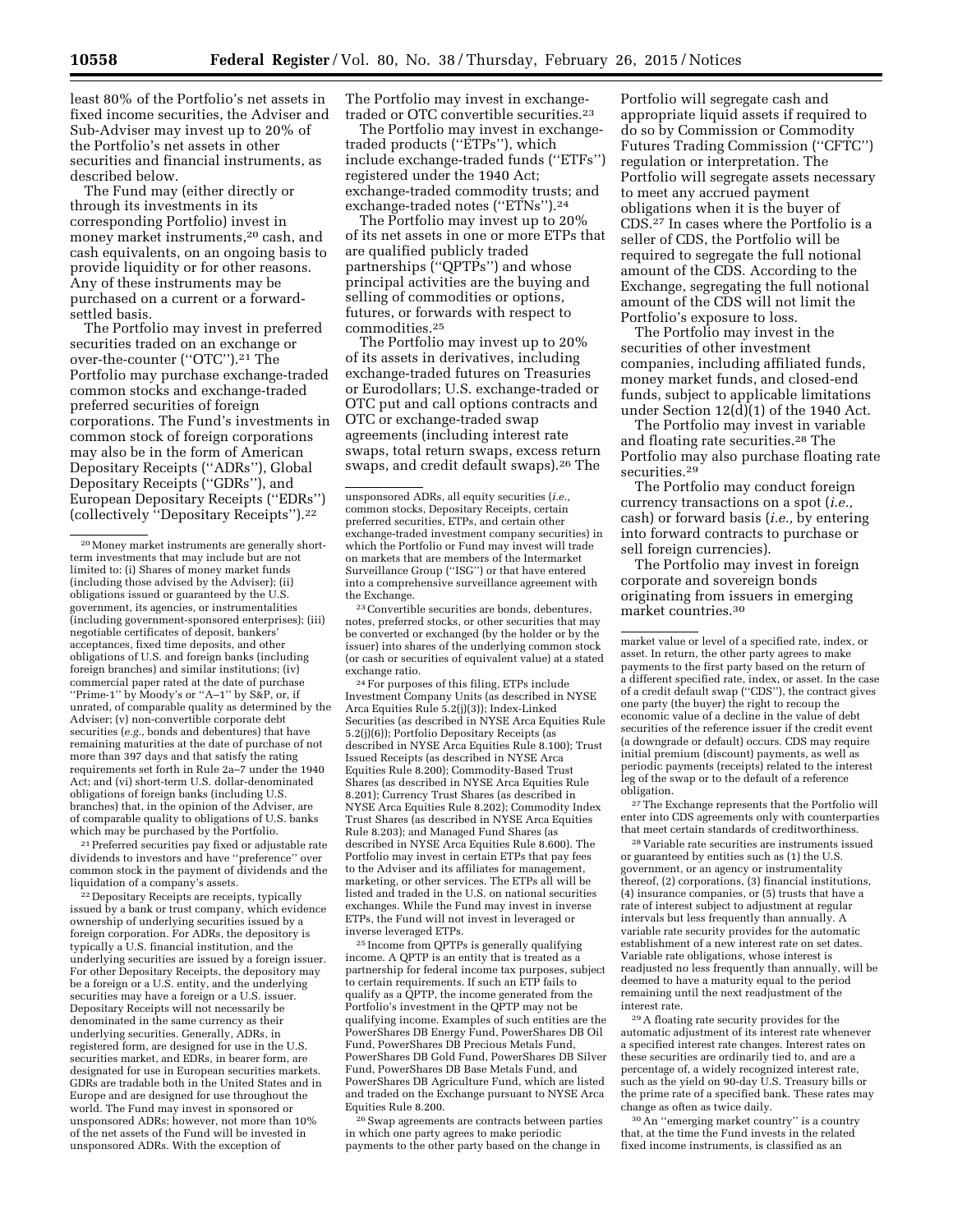least 80% of the Portfolio's net assets in fixed income securities, the Adviser and Sub-Adviser may invest up to 20% of the Portfolio's net assets in other securities and financial instruments, as described below.

The Fund may (either directly or through its investments in its corresponding Portfolio) invest in money market instruments,[20] cash, and cash equivalents, on an ongoing basis to provide liquidity or for other reasons. Any of these instruments may be purchased on a current or a forward-settled basis.

The Portfolio may invest in preferred securities traded on an exchange or over-the-counter ("OTC").[21] The Portfolio may purchase exchange-traded common stocks and exchange-traded preferred securities of foreign corporations. The Fund's investments in common stock of foreign corporations may also be in the form of American Depositary Receipts ("ADRs"), Global Depositary Receipts ("GDRs"), and European Depositary Receipts ("EDRs") (collectively "Depositary Receipts").[22]

The Portfolio may invest in exchange-traded or OTC convertible securities.[23]

The Portfolio may invest in exchange-traded products ("ETPs"), which include exchange-traded funds ("ETFs") registered under the 1940 Act; exchange-traded commodity trusts; and exchange-traded notes ("ETNs").[24]

The Portfolio may invest up to 20% of its net assets in one or more ETPs that are qualified publicly traded partnerships ("QPTPs") and whose principal activities are the buying and selling of commodities or options, futures, or forwards with respect to commodities.[25]

The Portfolio may invest up to 20% of its assets in derivatives, including exchange-traded futures on Treasuries or Eurodollars; U.S. exchange-traded or OTC put and call options contracts and OTC or exchange-traded swap agreements (including interest rate swaps, total return swaps, excess return swaps, and credit default swaps).[26] The Portfolio will segregate cash and appropriate liquid assets if required to do so by Commission or Commodity Futures Trading Commission ("CFTC") regulation or interpretation. The Portfolio will segregate assets necessary to meet any accrued payment obligations when it is the buyer of CDS.[27] In cases where the Portfolio is a seller of CDS, the Portfolio will be required to segregate the full notional amount of the CDS. According to the Exchange, segregating the full notional amount of the CDS will not limit the Portfolio's exposure to loss.

The Portfolio may invest in the securities of other investment companies, including affiliated funds, money market funds, and closed-end funds, subject to applicable limitations under Section 12(d)(1) of the 1940 Act.

The Portfolio may invest in variable and floating rate securities.[28] The Portfolio may also purchase floating rate securities.[29]

The Portfolio may conduct foreign currency transactions on a spot (*i.e.,* cash) or forward basis (*i.e.,* by entering into forward contracts to purchase or sell foreign currencies).

The Portfolio may invest in foreign corporate and sovereign bonds originating from issuers in emerging market countries.[30]

---

[20] Money market instruments are generally short-term investments that may include but are not limited to: (i) Shares of money market funds (including those advised by the Adviser); (ii) obligations issued or guaranteed by the U.S. government, its agencies, or instrumentalities (including government-sponsored enterprises); (iii) negotiable certificates of deposit, bankers' acceptances, fixed time deposits, and other obligations of U.S. and foreign banks (including foreign branches) and similar institutions; (iv) commercial paper rated at the date of purchase "Prime-1" by Moody's or "A–1" by S&P, or, if unrated, of comparable quality as determined by the Adviser; (v) non-convertible corporate debt securities (*e.g.,* bonds and debentures) that have remaining maturities at the date of purchase of not more than 397 days and that satisfy the rating requirements set forth in Rule 2a–7 under the 1940 Act; and (vi) short-term U.S. dollar-denominated obligations of foreign banks (including U.S. branches) that, in the opinion of the Adviser, are of comparable quality to obligations of U.S. banks which may be purchased by the Portfolio.

[21] Preferred securities pay fixed or adjustable rate dividends to investors and have "preference" over common stock in the payment of dividends and the liquidation of a company's assets.

[22] Depositary Receipts are receipts, typically issued by a bank or trust company, which evidence ownership of underlying securities issued by a foreign corporation. For ADRs, the depository is typically a U.S. financial institution, and the underlying securities are issued by a foreign issuer. For other Depositary Receipts, the depository may be a foreign or a U.S. entity, and the underlying securities may have a foreign or a U.S. issuer. Depositary Receipts will not necessarily be denominated in the same currency as their underlying securities. Generally, ADRs, in registered form, are designed for use in the U.S. securities market, and EDRs, in bearer form, are designated for use in European securities markets. GDRs are tradable both in the United States and in Europe and are designed for use throughout the world. The Fund may invest in sponsored or unsponsored ADRs; however, not more than 10% of the net assets of the Fund will be invested in unsponsored ADRs. With the exception of unsponsored ADRs, all equity securities (*i.e.,* common stocks, Depositary Receipts, certain preferred securities, ETPs, and certain other exchange-traded investment company securities) in which the Portfolio or Fund may invest will trade on markets that are members of the Intermarket Surveillance Group ("ISG") or that have entered into a comprehensive surveillance agreement with the Exchange.

[23] Convertible securities are bonds, debentures, notes, preferred stocks, or other securities that may be converted or exchanged (by the holder or by the issuer) into shares of the underlying common stock (or cash or securities of equivalent value) at a stated exchange ratio.

[24] For purposes of this filing, ETPs include Investment Company Units (as described in NYSE Arca Equities Rule 5.2(j)(3)); Index-Linked Securities (as described in NYSE Arca Equities Rule 5.2(j)(6)); Portfolio Depositary Receipts (as described in NYSE Arca Equities Rule 8.100); Trust Issued Receipts (as described in NYSE Arca Equities Rule 8.200); Commodity-Based Trust Shares (as described in NYSE Arca Equities Rule 8.201); Currency Trust Shares (as described in NYSE Arca Equities Rule 8.202); Commodity Index Trust Shares (as described in NYSE Arca Equities Rule 8.203); and Managed Fund Shares (as described in NYSE Arca Equities Rule 8.600). The Portfolio may invest in certain ETPs that pay fees to the Adviser and its affiliates for management, marketing, or other services. The ETPs all will be listed and traded in the U.S. on national securities exchanges. While the Fund may invest in inverse ETPs, the Fund will not invest in leveraged or inverse leveraged ETPs.

[25] Income from QPTPs is generally qualifying income. A QPTP is an entity that is treated as a partnership for federal income tax purposes, subject to certain requirements. If such an ETP fails to qualify as a QPTP, the income generated from the Portfolio's investment in the QPTP may not be qualifying income. Examples of such entities are the PowerShares DB Energy Fund, PowerShares DB Oil Fund, PowerShares DB Precious Metals Fund, PowerShares DB Gold Fund, PowerShares DB Silver Fund, PowerShares DB Base Metals Fund, and PowerShares DB Agriculture Fund, which are listed and traded on the Exchange pursuant to NYSE Arca Equities Rule 8.200.

[26] Swap agreements are contracts between parties in which one party agrees to make periodic payments to the other party based on the change in market value or level of a specified rate, index, or asset. In return, the other party agrees to make payments to the first party based on the return of a different specified rate, index, or asset. In the case of a credit default swap ("CDS"), the contract gives one party (the buyer) the right to recoup the economic value of a decline in the value of debt securities of the reference issuer if the credit event (a downgrade or default) occurs. CDS may require initial premium (discount) payments, as well as periodic payments (receipts) related to the interest leg of the swap or to the default of a reference obligation.

[27] The Exchange represents that the Portfolio will enter into CDS agreements only with counterparties that meet certain standards of creditworthiness.

[28] Variable rate securities are instruments issued or guaranteed by entities such as (1) the U.S. government, or an agency or instrumentality thereof, (2) corporations, (3) financial institutions, (4) insurance companies, or (5) trusts that have a rate of interest subject to adjustment at regular intervals but less frequently than annually. A variable rate security provides for the automatic establishment of a new interest rate on set dates. Variable rate obligations, whose interest is readjusted no less frequently than annually, will be deemed to have a maturity equal to the period remaining until the next readjustment of the interest rate.

[29] A floating rate security provides for the automatic adjustment of its interest rate whenever a specified interest rate changes. Interest rates on these securities are ordinarily tied to, and are a percentage of, a widely recognized interest rate, such as the yield on 90-day U.S. Treasury bills or the prime rate of a specified bank. These rates may change as often as twice daily.

[30] An "emerging market country" is a country that, at the time the Fund invests in the related fixed income instruments, is classified as an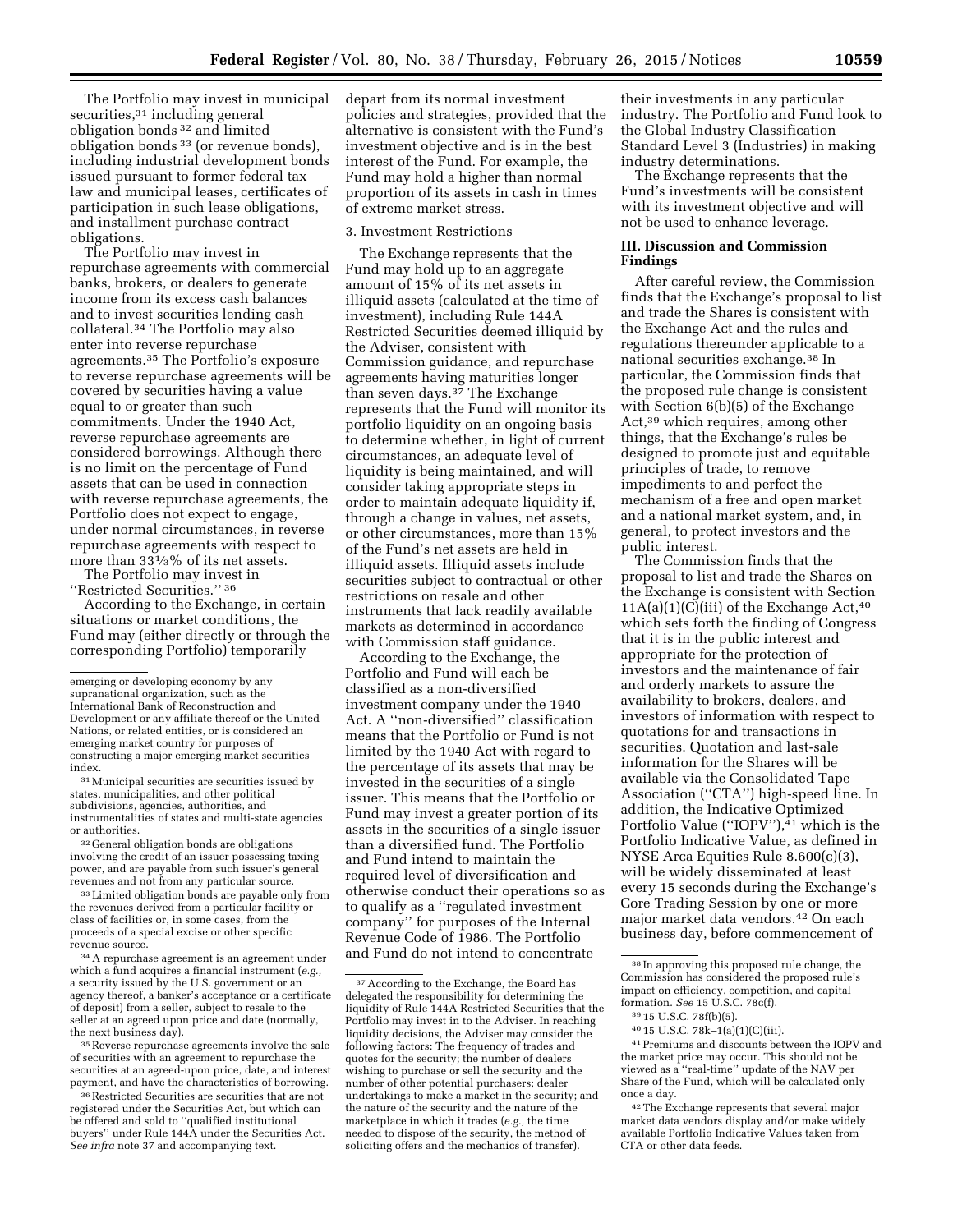The Portfolio may invest in municipal securities,[31] including general obligation bonds [32] and limited obligation bonds [33] (or revenue bonds), including industrial development bonds issued pursuant to former federal tax law and municipal leases, certificates of participation in such lease obligations, and installment purchase contract obligations.

The Portfolio may invest in repurchase agreements with commercial banks, brokers, or dealers to generate income from its excess cash balances and to invest securities lending cash collateral.[34] The Portfolio may also enter into reverse repurchase agreements.[35] The Portfolio's exposure to reverse repurchase agreements will be covered by securities having a value equal to or greater than such commitments. Under the 1940 Act, reverse repurchase agreements are considered borrowings. Although there is no limit on the percentage of Fund assets that can be used in connection with reverse repurchase agreements, the Portfolio does not expect to engage, under normal circumstances, in reverse repurchase agreements with respect to more than 33⅓% of its net assets.

The Portfolio may invest in ''Restricted Securities.'' [36]

According to the Exchange, in certain situations or market conditions, the Fund may (either directly or through the corresponding Portfolio) temporarily depart from its normal investment policies and strategies, provided that the alternative is consistent with the Fund's investment objective and is in the best interest of the Fund. For example, the Fund may hold a higher than normal proportion of its assets in cash in times of extreme market stress.

3. Investment Restrictions

The Exchange represents that the Fund may hold up to an aggregate amount of 15% of its net assets in illiquid assets (calculated at the time of investment), including Rule 144A Restricted Securities deemed illiquid by the Adviser, consistent with Commission guidance, and repurchase agreements having maturities longer than seven days.[37] The Exchange represents that the Fund will monitor its portfolio liquidity on an ongoing basis to determine whether, in light of current circumstances, an adequate level of liquidity is being maintained, and will consider taking appropriate steps in order to maintain adequate liquidity if, through a change in values, net assets, or other circumstances, more than 15% of the Fund's net assets are held in illiquid assets. Illiquid assets include securities subject to contractual or other restrictions on resale and other instruments that lack readily available markets as determined in accordance with Commission staff guidance.

According to the Exchange, the Portfolio and Fund will each be classified as a non-diversified investment company under the 1940 Act. A ''non-diversified'' classification means that the Portfolio or Fund is not limited by the 1940 Act with regard to the percentage of its assets that may be invested in the securities of a single issuer. This means that the Portfolio or Fund may invest a greater portion of its assets in the securities of a single issuer than a diversified fund. The Portfolio and Fund intend to maintain the required level of diversification and otherwise conduct their operations so as to qualify as a ''regulated investment company'' for purposes of the Internal Revenue Code of 1986. The Portfolio and Fund do not intend to concentrate their investments in any particular industry. The Portfolio and Fund look to the Global Industry Classification Standard Level 3 (Industries) in making industry determinations.

The Exchange represents that the Fund's investments will be consistent with its investment objective and will not be used to enhance leverage.

## III. Discussion and Commission Findings

After careful review, the Commission finds that the Exchange's proposal to list and trade the Shares is consistent with the Exchange Act and the rules and regulations thereunder applicable to a national securities exchange.[38] In particular, the Commission finds that the proposed rule change is consistent with Section 6(b)(5) of the Exchange Act,[39] which requires, among other things, that the Exchange's rules be designed to promote just and equitable principles of trade, to remove impediments to and perfect the mechanism of a free and open market and a national market system, and, in general, to protect investors and the public interest.

The Commission finds that the proposal to list and trade the Shares on the Exchange is consistent with Section 11A(a)(1)(C)(iii) of the Exchange Act,[40] which sets forth the finding of Congress that it is in the public interest and appropriate for the protection of investors and the maintenance of fair and orderly markets to assure the availability to brokers, dealers, and investors of information with respect to quotations for and transactions in securities. Quotation and last-sale information for the Shares will be available via the Consolidated Tape Association (''CTA'') high-speed line. In addition, the Indicative Optimized Portfolio Value (''IOPV''),[41] which is the Portfolio Indicative Value, as defined in NYSE Arca Equities Rule 8.600(c)(3), will be widely disseminated at least every 15 seconds during the Exchange's Core Trading Session by one or more major market data vendors.[42] On each business day, before commencement of

---

emerging or developing economy by any supranational organization, such as the International Bank of Reconstruction and Development or any affiliate thereof or the United Nations, or related entities, or is considered an emerging market country for purposes of constructing a major emerging market securities index.

[31] Municipal securities are securities issued by states, municipalities, and other political subdivisions, agencies, authorities, and instrumentalities of states and multi-state agencies or authorities.

[32] General obligation bonds are obligations involving the credit of an issuer possessing taxing power, and are payable from such issuer's general revenues and not from any particular source.

[33] Limited obligation bonds are payable only from the revenues derived from a particular facility or class of facilities or, in some cases, from the proceeds of a special excise or other specific revenue source.

[34] A repurchase agreement is an agreement under which a fund acquires a financial instrument (*e.g.,* a security issued by the U.S. government or an agency thereof, a banker's acceptance or a certificate of deposit) from a seller, subject to resale to the seller at an agreed upon price and date (normally, the next business day).

[35] Reverse repurchase agreements involve the sale of securities with an agreement to repurchase the securities at an agreed-upon price, date, and interest payment, and have the characteristics of borrowing.

[36] Restricted Securities are securities that are not registered under the Securities Act, but which can be offered and sold to ''qualified institutional buyers'' under Rule 144A under the Securities Act. *See infra* note 37 and accompanying text.

[37] According to the Exchange, the Board has delegated the responsibility for determining the liquidity of Rule 144A Restricted Securities that the Portfolio may invest in to the Adviser. In reaching liquidity decisions, the Adviser may consider the following factors: The frequency of trades and quotes for the security; the number of dealers wishing to purchase or sell the security and the number of other potential purchasers; dealer undertakings to make a market in the security; and the nature of the security and the nature of the marketplace in which it trades (*e.g.,* the time needed to dispose of the security, the method of soliciting offers and the mechanics of transfer).

[38] In approving this proposed rule change, the Commission has considered the proposed rule's impact on efficiency, competition, and capital formation. *See* 15 U.S.C. 78c(f).

[39] 15 U.S.C. 78f(b)(5).

[40] 15 U.S.C. 78k–1(a)(1)(C)(iii).

[41] Premiums and discounts between the IOPV and the market price may occur. This should not be viewed as a ''real-time'' update of the NAV per Share of the Fund, which will be calculated only once a day.

[42] The Exchange represents that several major market data vendors display and/or make widely available Portfolio Indicative Values taken from CTA or other data feeds.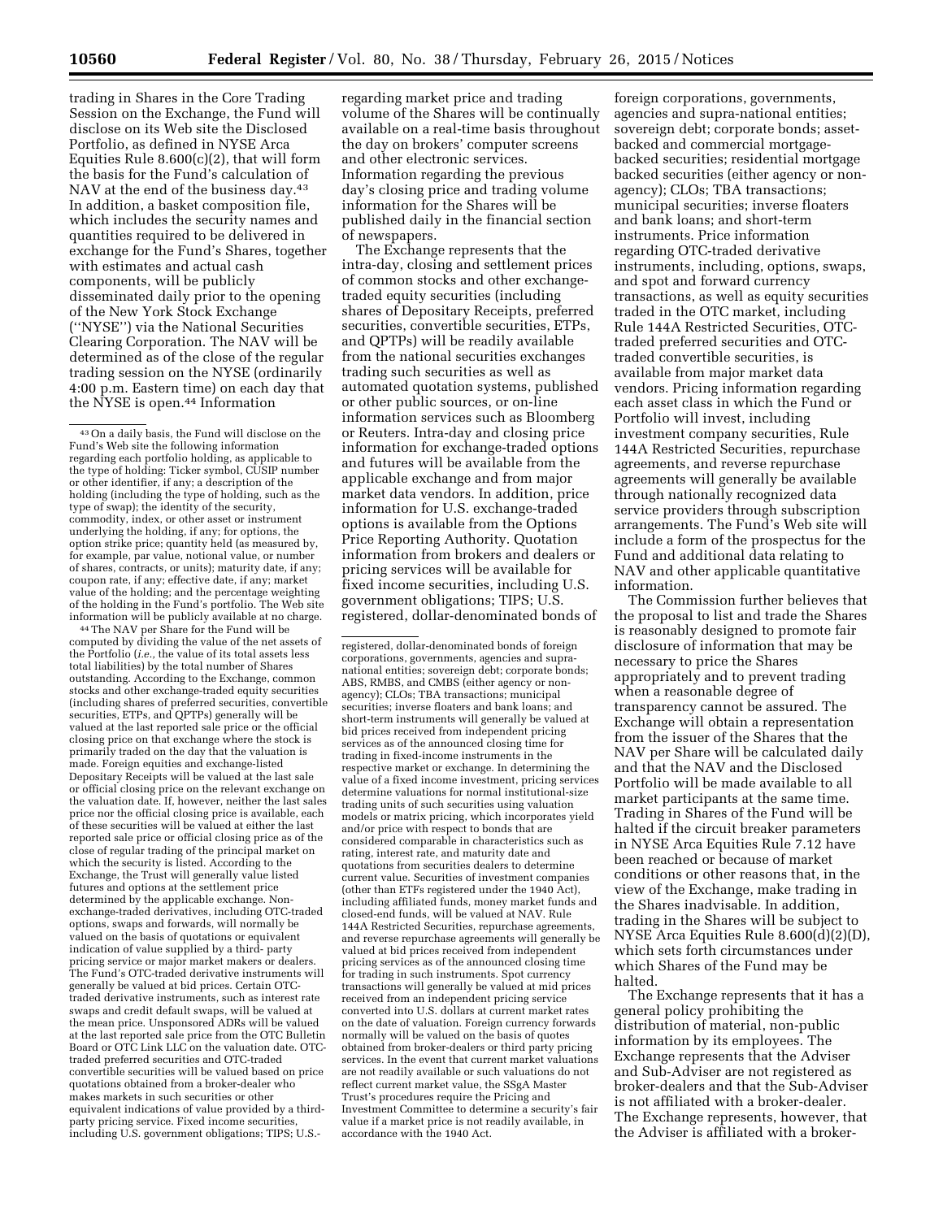trading in Shares in the Core Trading Session on the Exchange, the Fund will disclose on its Web site the Disclosed Portfolio, as defined in NYSE Arca Equities Rule 8.600(c)(2), that will form the basis for the Fund's calculation of NAV at the end of the business day.[43] In addition, a basket composition file, which includes the security names and quantities required to be delivered in exchange for the Fund's Shares, together with estimates and actual cash components, will be publicly disseminated daily prior to the opening of the New York Stock Exchange (''NYSE'') via the National Securities Clearing Corporation. The NAV will be determined as of the close of the regular trading session on the NYSE (ordinarily 4:00 p.m. Eastern time) on each day that the NYSE is open.[44] Information regarding market price and trading volume of the Shares will be continually available on a real-time basis throughout the day on brokers' computer screens and other electronic services. Information regarding the previous day's closing price and trading volume information for the Shares will be published daily in the financial section of newspapers.

The Exchange represents that the intra-day, closing and settlement prices of common stocks and other exchange-traded equity securities (including shares of Depositary Receipts, preferred securities, convertible securities, ETPs, and QPTPs) will be readily available from the national securities exchanges trading such securities as well as automated quotation systems, published or other public sources, or on-line information services such as Bloomberg or Reuters. Intra-day and closing price information for exchange-traded options and futures will be available from the applicable exchange and from major market data vendors. In addition, price information for U.S. exchange-traded options is available from the Options Price Reporting Authority. Quotation information from brokers and dealers or pricing services will be available for fixed income securities, including U.S. government obligations; TIPS; U.S. registered, dollar-denominated bonds of foreign corporations, governments, agencies and supra-national entities; sovereign debt; corporate bonds; asset-backed and commercial mortgage-backed securities; residential mortgage backed securities (either agency or non-agency); CLOs; TBA transactions; municipal securities; inverse floaters and bank loans; and short-term instruments. Price information regarding OTC-traded derivative instruments, including, options, swaps, and spot and forward currency transactions, as well as equity securities traded in the OTC market, including Rule 144A Restricted Securities, OTC-traded preferred securities and OTC-traded convertible securities, is available from major market data vendors. Pricing information regarding each asset class in which the Fund or Portfolio will invest, including investment company securities, Rule 144A Restricted Securities, repurchase agreements, and reverse repurchase agreements will generally be available through nationally recognized data service providers through subscription arrangements. The Fund's Web site will include a form of the prospectus for the Fund and additional data relating to NAV and other applicable quantitative information.

The Commission further believes that the proposal to list and trade the Shares is reasonably designed to promote fair disclosure of information that may be necessary to price the Shares appropriately and to prevent trading when a reasonable degree of transparency cannot be assured. The Exchange will obtain a representation from the issuer of the Shares that the NAV per Share will be calculated daily and that the NAV and the Disclosed Portfolio will be made available to all market participants at the same time. Trading in Shares of the Fund will be halted if the circuit breaker parameters in NYSE Arca Equities Rule 7.12 have been reached or because of market conditions or other reasons that, in the view of the Exchange, make trading in the Shares inadvisable. In addition, trading in the Shares will be subject to NYSE Arca Equities Rule 8.600(d)(2)(D), which sets forth circumstances under which Shares of the Fund may be halted.

The Exchange represents that it has a general policy prohibiting the distribution of material, non-public information by its employees. The Exchange represents that the Adviser and Sub-Adviser are not registered as broker-dealers and that the Sub-Adviser is not affiliated with a broker-dealer. The Exchange represents, however, that the Adviser is affiliated with a broker-

---

[43] On a daily basis, the Fund will disclose on the Fund's Web site the following information regarding each portfolio holding, as applicable to the type of holding: Ticker symbol, CUSIP number or other identifier, if any; a description of the holding (including the type of holding, such as the type of swap); the identity of the security, commodity, index, or other asset or instrument underlying the holding, if any; for options, the option strike price; quantity held (as measured by, for example, par value, notional value, or number of shares, contracts, or units); maturity date, if any; coupon rate, if any; effective date, if any; market value of the holding; and the percentage weighting of the holding in the Fund's portfolio. The Web site information will be publicly available at no charge.

[44] The NAV per Share for the Fund will be computed by dividing the value of the net assets of the Portfolio (*i.e.*, the value of its total assets less total liabilities) by the total number of Shares outstanding. According to the Exchange, common stocks and other exchange-traded equity securities (including shares of preferred securities, convertible securities, ETPs, and QPTPs) generally will be valued at the last reported sale price or the official closing price on that exchange where the stock is primarily traded on the day that the valuation is made. Foreign equities and exchange-listed Depositary Receipts will be valued at the last sale or official closing price on the relevant exchange on the valuation date. If, however, neither the last sales price nor the official closing price is available, each of these securities will be valued at either the last reported sale price or official closing price as of the close of regular trading of the principal market on which the security is listed. According to the Exchange, the Trust will generally value listed futures and options at the settlement price determined by the applicable exchange. Non-exchange-traded derivatives, including OTC-traded options, swaps and forwards, will normally be valued on the basis of quotations or equivalent indication of value supplied by a third- party pricing service or major market makers or dealers. The Fund's OTC-traded derivative instruments will generally be valued at bid prices. Certain OTC-traded derivative instruments, such as interest rate swaps and credit default swaps, will be valued at the mean price. Unsponsored ADRs will be valued at the last reported sale price from the OTC Bulletin Board or OTC Link LLC on the valuation date. OTC-traded preferred securities and OTC-traded convertible securities will be valued based on price quotations obtained from a broker-dealer who makes markets in such securities or other equivalent indications of value provided by a third-party pricing service. Fixed income securities, including U.S. government obligations; TIPS; U.S.-registered, dollar-denominated bonds of foreign corporations, governments, agencies and supra-national entities; sovereign debt; corporate bonds; ABS, RMBS, and CMBS (either agency or non-agency); CLOs; TBA transactions; municipal securities; inverse floaters and bank loans; and short-term instruments will generally be valued at bid prices received from independent pricing services as of the announced closing time for trading in fixed-income instruments in the respective market or exchange. In determining the value of a fixed income investment, pricing services determine valuations for normal institutional-size trading units of such securities using valuation models or matrix pricing, which incorporates yield and/or price with respect to bonds that are considered comparable in characteristics such as rating, interest rate, and maturity date and quotations from securities dealers to determine current value. Securities of investment companies (other than ETFs registered under the 1940 Act), including affiliated funds, money market funds and closed-end funds, will be valued at NAV. Rule 144A Restricted Securities, repurchase agreements, and reverse repurchase agreements will generally be valued at bid prices received from independent pricing services as of the announced closing time for trading in such instruments. Spot currency transactions will generally be valued at mid prices received from an independent pricing service converted into U.S. dollars at current market rates on the date of valuation. Foreign currency forwards normally will be valued on the basis of quotes obtained from broker-dealers or third party pricing services. In the event that current market valuations are not readily available or such valuations do not reflect current market value, the SSgA Master Trust's procedures require the Pricing and Investment Committee to determine a security's fair value if a market price is not readily available, in accordance with the 1940 Act.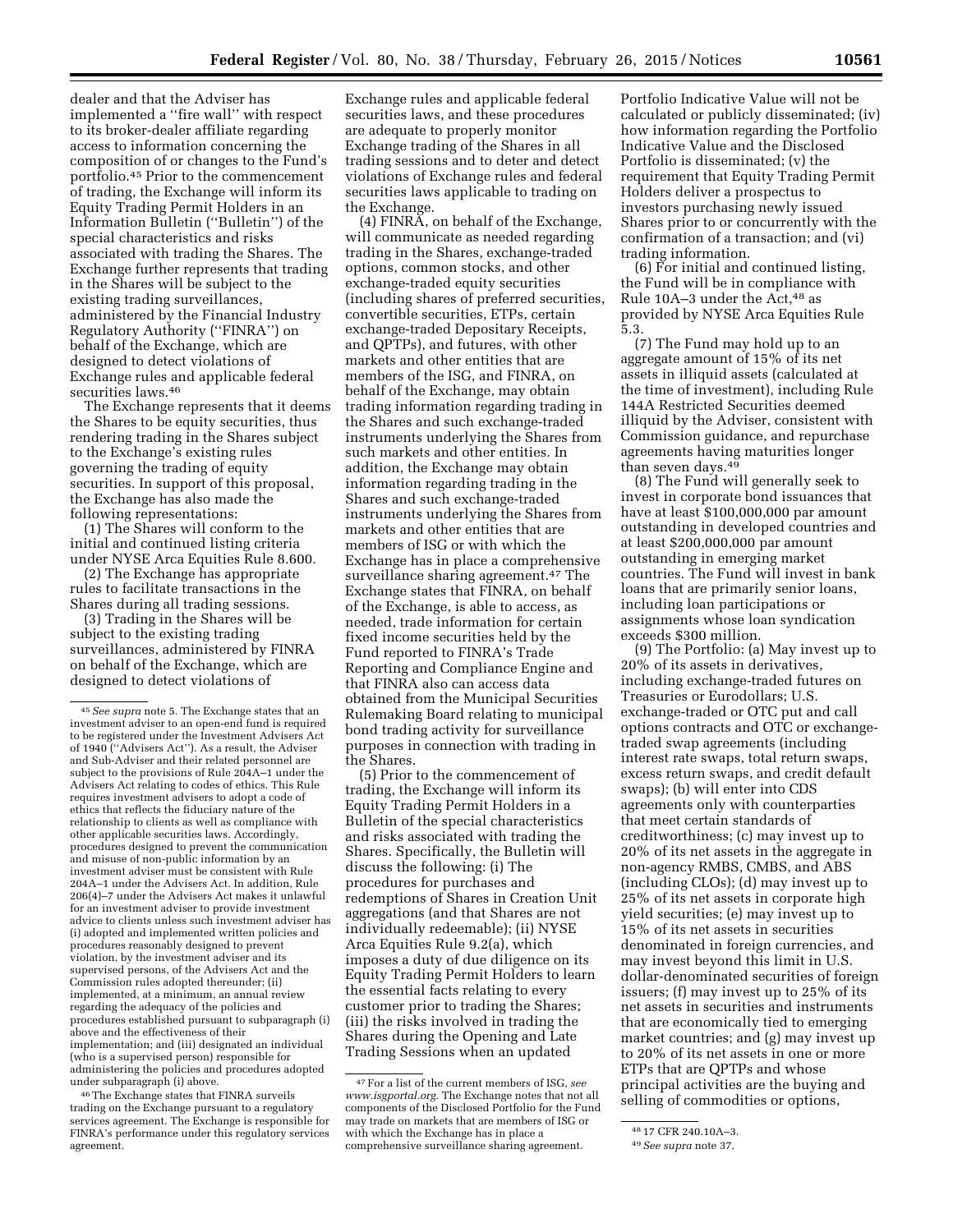dealer and that the Adviser has implemented a ''fire wall'' with respect to its broker-dealer affiliate regarding access to information concerning the composition of or changes to the Fund's portfolio.[45] Prior to the commencement of trading, the Exchange will inform its Equity Trading Permit Holders in an Information Bulletin (''Bulletin'') of the special characteristics and risks associated with trading the Shares. The Exchange further represents that trading in the Shares will be subject to the existing trading surveillances, administered by the Financial Industry Regulatory Authority (''FINRA'') on behalf of the Exchange, which are designed to detect violations of Exchange rules and applicable federal securities laws.[46]

The Exchange represents that it deems the Shares to be equity securities, thus rendering trading in the Shares subject to the Exchange's existing rules governing the trading of equity securities. In support of this proposal, the Exchange has also made the following representations:

(1) The Shares will conform to the initial and continued listing criteria under NYSE Arca Equities Rule 8.600.

(2) The Exchange has appropriate rules to facilitate transactions in the Shares during all trading sessions.

(3) Trading in the Shares will be subject to the existing trading surveillances, administered by FINRA on behalf of the Exchange, which are designed to detect violations of Exchange rules and applicable federal securities laws, and these procedures are adequate to properly monitor Exchange trading of the Shares in all trading sessions and to deter and detect violations of Exchange rules and federal securities laws applicable to trading on the Exchange.

(4) FINRA, on behalf of the Exchange, will communicate as needed regarding trading in the Shares, exchange-traded options, common stocks, and other exchange-traded equity securities (including shares of preferred securities, convertible securities, ETPs, certain exchange-traded Depositary Receipts, and QPTPs), and futures, with other markets and other entities that are members of the ISG, and FINRA, on behalf of the Exchange, may obtain trading information regarding trading in the Shares and such exchange-traded instruments underlying the Shares from such markets and other entities. In addition, the Exchange may obtain information regarding trading in the Shares and such exchange-traded instruments underlying the Shares from markets and other entities that are members of ISG or with which the Exchange has in place a comprehensive surveillance sharing agreement.[47] The Exchange states that FINRA, on behalf of the Exchange, is able to access, as needed, trade information for certain fixed income securities held by the Fund reported to FINRA's Trade Reporting and Compliance Engine and that FINRA also can access data obtained from the Municipal Securities Rulemaking Board relating to municipal bond trading activity for surveillance purposes in connection with trading in the Shares.

(5) Prior to the commencement of trading, the Exchange will inform its Equity Trading Permit Holders in a Bulletin of the special characteristics and risks associated with trading the Shares. Specifically, the Bulletin will discuss the following: (i) The procedures for purchases and redemptions of Shares in Creation Unit aggregations (and that Shares are not individually redeemable); (ii) NYSE Arca Equities Rule 9.2(a), which imposes a duty of due diligence on its Equity Trading Permit Holders to learn the essential facts relating to every customer prior to trading the Shares; (iii) the risks involved in trading the Shares during the Opening and Late Trading Sessions when an updated Portfolio Indicative Value will not be calculated or publicly disseminated; (iv) how information regarding the Portfolio Indicative Value and the Disclosed Portfolio is disseminated; (v) the requirement that Equity Trading Permit Holders deliver a prospectus to investors purchasing newly issued Shares prior to or concurrently with the confirmation of a transaction; and (vi) trading information.

(6) For initial and continued listing, the Fund will be in compliance with Rule 10A–3 under the Act,[48] as provided by NYSE Arca Equities Rule 5.3.

(7) The Fund may hold up to an aggregate amount of 15% of its net assets in illiquid assets (calculated at the time of investment), including Rule 144A Restricted Securities deemed illiquid by the Adviser, consistent with Commission guidance, and repurchase agreements having maturities longer than seven days.[49]

(8) The Fund will generally seek to invest in corporate bond issuances that have at least $100,000,000 par amount outstanding in developed countries and at least $200,000,000 par amount outstanding in emerging market countries. The Fund will invest in bank loans that are primarily senior loans, including loan participations or assignments whose loan syndication exceeds $300 million.

(9) The Portfolio: (a) May invest up to 20% of its assets in derivatives, including exchange-traded futures on Treasuries or Eurodollars; U.S. exchange-traded or OTC put and call options contracts and OTC or exchange-traded swap agreements (including interest rate swaps, total return swaps, excess return swaps, and credit default swaps); (b) will enter into CDS agreements only with counterparties that meet certain standards of creditworthiness; (c) may invest up to 20% of its net assets in the aggregate in non-agency RMBS, CMBS, and ABS (including CLOs); (d) may invest up to 25% of its net assets in corporate high yield securities; (e) may invest up to 15% of its net assets in securities denominated in foreign currencies, and may invest beyond this limit in U.S. dollar-denominated securities of foreign issuers; (f) may invest up to 25% of its net assets in securities and instruments that are economically tied to emerging market countries; and (g) may invest up to 20% of its net assets in one or more ETPs that are QPTPs and whose principal activities are the buying and selling of commodities or options,

---

[45] *See supra* note 5. The Exchange states that an investment adviser to an open-end fund is required to be registered under the Investment Advisers Act of 1940 (''Advisers Act''). As a result, the Adviser and Sub-Adviser and their related personnel are subject to the provisions of Rule 204A–1 under the Advisers Act relating to codes of ethics. This Rule requires investment advisers to adopt a code of ethics that reflects the fiduciary nature of the relationship to clients as well as compliance with other applicable securities laws. Accordingly, procedures designed to prevent the communication and misuse of non-public information by an investment adviser must be consistent with Rule 204A–1 under the Advisers Act. In addition, Rule 206(4)–7 under the Advisers Act makes it unlawful for an investment adviser to provide investment advice to clients unless such investment adviser has (i) adopted and implemented written policies and procedures reasonably designed to prevent violation, by the investment adviser and its supervised persons, of the Advisers Act and the Commission rules adopted thereunder; (ii) implemented, at a minimum, an annual review regarding the adequacy of the policies and procedures established pursuant to subparagraph (i) above and the effectiveness of their implementation; and (iii) designated an individual (who is a supervised person) responsible for administering the policies and procedures adopted under subparagraph (i) above.

[46] The Exchange states that FINRA surveils trading on the Exchange pursuant to a regulatory services agreement. The Exchange is responsible for FINRA's performance under this regulatory services agreement.

[47] For a list of the current members of ISG, *see www.isgportal.org.* The Exchange notes that not all components of the Disclosed Portfolio for the Fund may trade on markets that are members of ISG or with which the Exchange has in place a comprehensive surveillance sharing agreement.

[48] 17 CFR 240.10A–3.

[49] *See supra* note 37.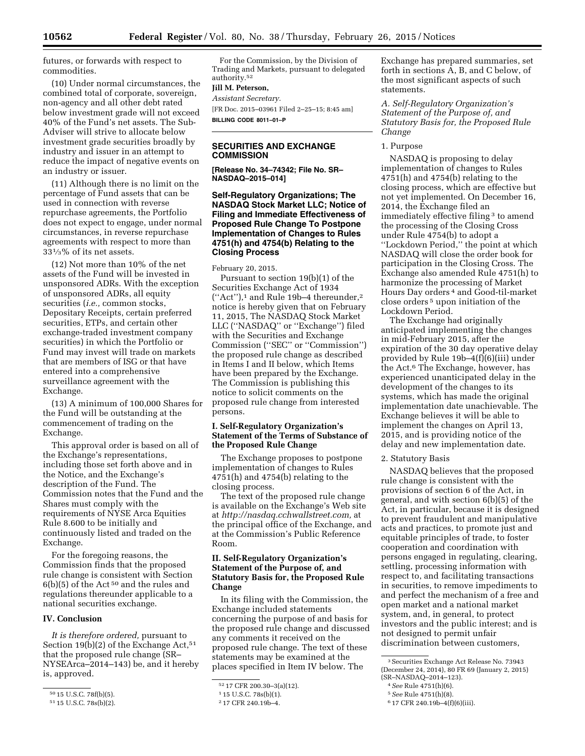futures, or forwards with respect to commodities.

(10) Under normal circumstances, the combined total of corporate, sovereign, non-agency and all other debt rated below investment grade will not exceed 40% of the Fund's net assets. The Sub-Adviser will strive to allocate below investment grade securities broadly by industry and issuer in an attempt to reduce the impact of negative events on an industry or issuer.

(11) Although there is no limit on the percentage of Fund assets that can be used in connection with reverse repurchase agreements, the Portfolio does not expect to engage, under normal circumstances, in reverse repurchase agreements with respect to more than 33⅓% of its net assets.

(12) Not more than 10% of the net assets of the Fund will be invested in unsponsored ADRs. With the exception of unsponsored ADRs, all equity securities (*i.e.,* common stocks, Depositary Receipts, certain preferred securities, ETPs, and certain other exchange-traded investment company securities) in which the Portfolio or Fund may invest will trade on markets that are members of ISG or that have entered into a comprehensive surveillance agreement with the Exchange.

(13) A minimum of 100,000 Shares for the Fund will be outstanding at the commencement of trading on the Exchange.

This approval order is based on all of the Exchange's representations, including those set forth above and in the Notice, and the Exchange's description of the Fund. The Commission notes that the Fund and the Shares must comply with the requirements of NYSE Arca Equities Rule 8.600 to be initially and continuously listed and traded on the Exchange.

For the foregoing reasons, the Commission finds that the proposed rule change is consistent with Section 6(b)(5) of the Act [50] and the rules and regulations thereunder applicable to a national securities exchange.

## IV. Conclusion

*It is therefore ordered,* pursuant to Section 19(b)(2) of the Exchange Act,[51] that the proposed rule change (SR–NYSEArca–2014–143) be, and it hereby is, approved.

For the Commission, by the Division of Trading and Markets, pursuant to delegated authority.[52]

**Jill M. Peterson,**

*Assistant Secretary.*

[FR Doc. 2015–03961 Filed 2–25–15; 8:45 am]

**BILLING CODE 8011–01–P**

[50] 15 U.S.C. 78f(b)(5).

[51] 15 U.S.C. 78s(b)(2).

[52] 17 CFR 200.30–3(a)(12).

---

## SECURITIES AND EXCHANGE COMMISSION

**[Release No. 34–74342; File No. SR–NASDAQ–2015–014]**

## Self-Regulatory Organizations; The NASDAQ Stock Market LLC; Notice of Filing and Immediate Effectiveness of Proposed Rule Change To Postpone Implementation of Changes to Rules 4751(h) and 4754(b) Relating to the Closing Process

February 20, 2015.

Pursuant to section 19(b)(1) of the Securities Exchange Act of 1934 (''Act''),[1] and Rule 19b–4 thereunder,[2] notice is hereby given that on February 11, 2015, The NASDAQ Stock Market LLC (''NASDAQ'' or ''Exchange'') filed with the Securities and Exchange Commission (''SEC'' or ''Commission'') the proposed rule change as described in Items I and II below, which Items have been prepared by the Exchange. The Commission is publishing this notice to solicit comments on the proposed rule change from interested persons.

### I. Self-Regulatory Organization's Statement of the Terms of Substance of the Proposed Rule Change

The Exchange proposes to postpone implementation of changes to Rules 4751(h) and 4754(b) relating to the closing process.

The text of the proposed rule change is available on the Exchange's Web site at *http://nasdaq.cchwallstreet.com,* at the principal office of the Exchange, and at the Commission's Public Reference Room.

### II. Self-Regulatory Organization's Statement of the Purpose of, and Statutory Basis for, the Proposed Rule Change

In its filing with the Commission, the Exchange included statements concerning the purpose of and basis for the proposed rule change and discussed any comments it received on the proposed rule change. The text of these statements may be examined at the places specified in Item IV below. The Exchange has prepared summaries, set forth in sections A, B, and C below, of the most significant aspects of such statements.

#### *A. Self-Regulatory Organization's Statement of the Purpose of, and Statutory Basis for, the Proposed Rule Change*

1. Purpose

NASDAQ is proposing to delay implementation of changes to Rules 4751(h) and 4754(b) relating to the closing process, which are effective but not yet implemented. On December 16, 2014, the Exchange filed an immediately effective filing [3] to amend the processing of the Closing Cross under Rule 4754(b) to adopt a ''Lockdown Period,'' the point at which NASDAQ will close the order book for participation in the Closing Cross. The Exchange also amended Rule 4751(h) to harmonize the processing of Market Hours Day orders [4] and Good-til-market close orders [5] upon initiation of the Lockdown Period.

The Exchange had originally anticipated implementing the changes in mid-February 2015, after the expiration of the 30 day operative delay provided by Rule 19b–4(f)(6)(iii) under the Act.[6] The Exchange, however, has experienced unanticipated delay in the development of the changes to its systems, which has made the original implementation date unachievable. The Exchange believes it will be able to implement the changes on April 13, 2015, and is providing notice of the delay and new implementation date.

2. Statutory Basis

NASDAQ believes that the proposed rule change is consistent with the provisions of section 6 of the Act, in general, and with section 6(b)(5) of the Act, in particular, because it is designed to prevent fraudulent and manipulative acts and practices, to promote just and equitable principles of trade, to foster cooperation and coordination with persons engaged in regulating, clearing, settling, processing information with respect to, and facilitating transactions in securities, to remove impediments to and perfect the mechanism of a free and open market and a national market system, and, in general, to protect investors and the public interest; and is not designed to permit unfair discrimination between customers,

[1] 15 U.S.C. 78s(b)(1).

[2] 17 CFR 240.19b–4.

[3] Securities Exchange Act Release No. 73943 (December 24, 2014), 80 FR 69 (January 2, 2015) (SR–NASDAQ–2014–123).

[4] *See* Rule 4751(h)(6).

[5] *See* Rule 4751(h)(8).

[6] 17 CFR 240.19b–4(f)(6)(iii).